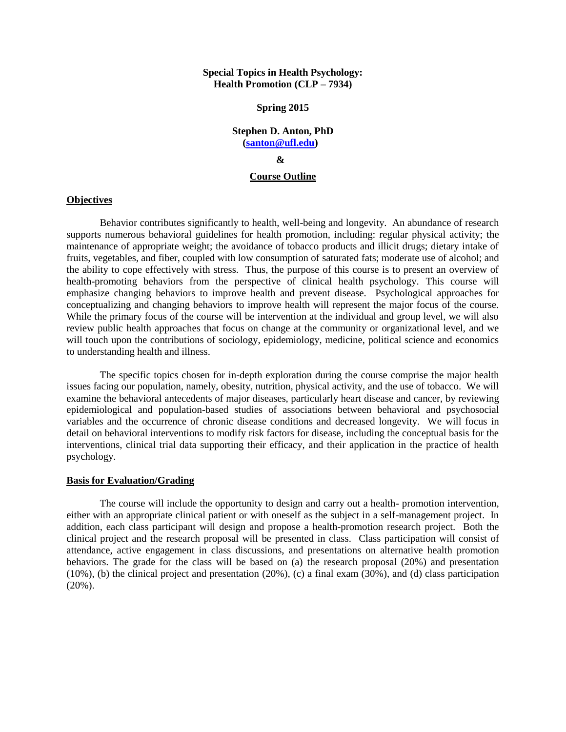**Special Topics in Health Psychology:**
**Health Promotion (CLP – 7934)**

**Spring 2015**

**Stephen D. Anton, PhD**
**([santon@ufl.edu](mailto:santon@ufl.edu))**

**&**

## Course Outline

### Objectives

Behavior contributes significantly to health, well-being and longevity. An abundance of research supports numerous behavioral guidelines for health promotion, including: regular physical activity; the maintenance of appropriate weight; the avoidance of tobacco products and illicit drugs; dietary intake of fruits, vegetables, and fiber, coupled with low consumption of saturated fats; moderate use of alcohol; and the ability to cope effectively with stress. Thus, the purpose of this course is to present an overview of health-promoting behaviors from the perspective of clinical health psychology. This course will emphasize changing behaviors to improve health and prevent disease. Psychological approaches for conceptualizing and changing behaviors to improve health will represent the major focus of the course. While the primary focus of the course will be intervention at the individual and group level, we will also review public health approaches that focus on change at the community or organizational level, and we will touch upon the contributions of sociology, epidemiology, medicine, political science and economics to understanding health and illness.

The specific topics chosen for in-depth exploration during the course comprise the major health issues facing our population, namely, obesity, nutrition, physical activity, and the use of tobacco. We will examine the behavioral antecedents of major diseases, particularly heart disease and cancer, by reviewing epidemiological and population-based studies of associations between behavioral and psychosocial variables and the occurrence of chronic disease conditions and decreased longevity. We will focus in detail on behavioral interventions to modify risk factors for disease, including the conceptual basis for the interventions, clinical trial data supporting their efficacy, and their application in the practice of health psychology.

### Basis for Evaluation/Grading

The course will include the opportunity to design and carry out a health- promotion intervention, either with an appropriate clinical patient or with oneself as the subject in a self-management project. In addition, each class participant will design and propose a health-promotion research project. Both the clinical project and the research proposal will be presented in class. Class participation will consist of attendance, active engagement in class discussions, and presentations on alternative health promotion behaviors. The grade for the class will be based on (a) the research proposal (20%) and presentation (10%), (b) the clinical project and presentation (20%), (c) a final exam (30%), and (d) class participation (20%).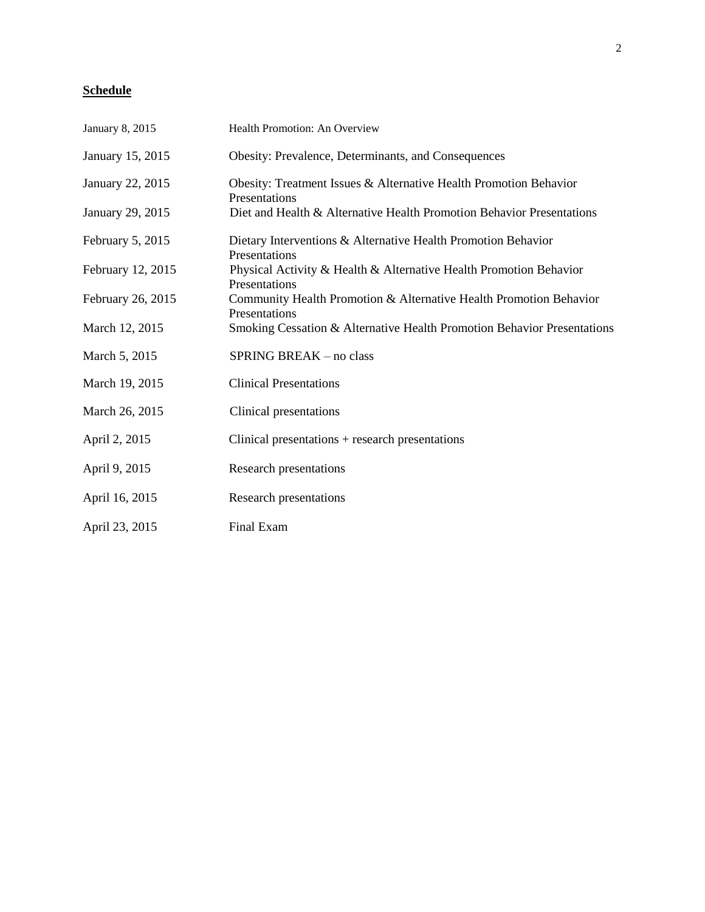**Schedule**

| | |
|---|---|
| January 8, 2015 | Health Promotion: An Overview |
| January 15, 2015 | Obesity: Prevalence, Determinants, and Consequences |
| January 22, 2015 | Obesity: Treatment Issues & Alternative Health Promotion Behavior Presentations |
| January 29, 2015 | Diet and Health & Alternative Health Promotion Behavior Presentations |
| February 5, 2015 | Dietary Interventions & Alternative Health Promotion Behavior Presentations |
| February 12, 2015 | Physical Activity & Health & Alternative Health Promotion Behavior Presentations |
| February 26, 2015 | Community Health Promotion & Alternative Health Promotion Behavior Presentations |
| March 12, 2015 | Smoking Cessation & Alternative Health Promotion Behavior Presentations |
| March 5, 2015 | SPRING BREAK – no class |
| March 19, 2015 | Clinical Presentations |
| March 26, 2015 | Clinical presentations |
| April 2, 2015 | Clinical presentations + research presentations |
| April 9, 2015 | Research presentations |
| April 16, 2015 | Research presentations |
| April 23, 2015 | Final Exam |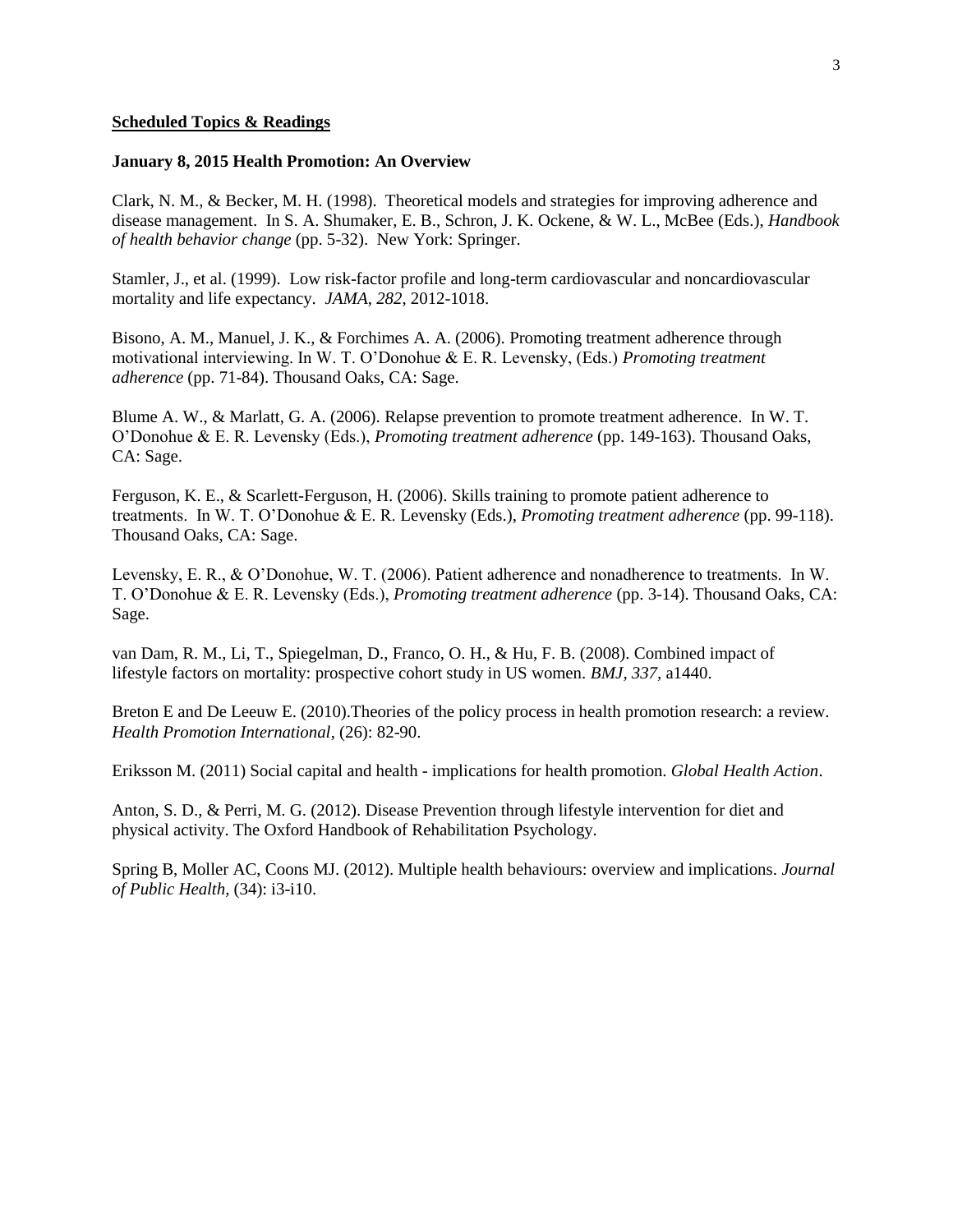**Scheduled Topics & Readings**

**January 8, 2015 Health Promotion: An Overview**

Clark, N. M., & Becker, M. H. (1998). Theoretical models and strategies for improving adherence and disease management. In S. A. Shumaker, E. B., Schron, J. K. Ockene, & W. L., McBee (Eds.), *Handbook of health behavior change* (pp. 5-32). New York: Springer.

Stamler, J., et al. (1999). Low risk-factor profile and long-term cardiovascular and noncardiovascular mortality and life expectancy. *JAMA*, *282*, 2012-1018.

Bisono, A. M., Manuel, J. K., & Forchimes A. A. (2006). Promoting treatment adherence through motivational interviewing. In W. T. O'Donohue & E. R. Levensky, (Eds.) *Promoting treatment adherence* (pp. 71-84). Thousand Oaks, CA: Sage.

Blume A. W., & Marlatt, G. A. (2006). Relapse prevention to promote treatment adherence. In W. T. O'Donohue & E. R. Levensky (Eds.), *Promoting treatment adherence* (pp. 149-163). Thousand Oaks, CA: Sage.

Ferguson, K. E., & Scarlett-Ferguson, H. (2006). Skills training to promote patient adherence to treatments. In W. T. O'Donohue & E. R. Levensky (Eds.), *Promoting treatment adherence* (pp. 99-118). Thousand Oaks, CA: Sage.

Levensky, E. R., & O'Donohue, W. T. (2006). Patient adherence and nonadherence to treatments. In W. T. O'Donohue & E. R. Levensky (Eds.), *Promoting treatment adherence* (pp. 3-14). Thousand Oaks, CA: Sage.

van Dam, R. M., Li, T., Spiegelman, D., Franco, O. H., & Hu, F. B. (2008). Combined impact of lifestyle factors on mortality: prospective cohort study in US women. *BMJ, 337,* a1440.

Breton E and De Leeuw E. (2010).Theories of the policy process in health promotion research: a review. *Health Promotion International*, (26): 82-90.

Eriksson M. (2011) Social capital and health - implications for health promotion. *Global Health Action*.

Anton, S. D., & Perri, M. G. (2012). Disease Prevention through lifestyle intervention for diet and physical activity. The Oxford Handbook of Rehabilitation Psychology.

Spring B, Moller AC, Coons MJ. (2012). Multiple health behaviours: overview and implications. *Journal of Public Health*, (34): i3-i10.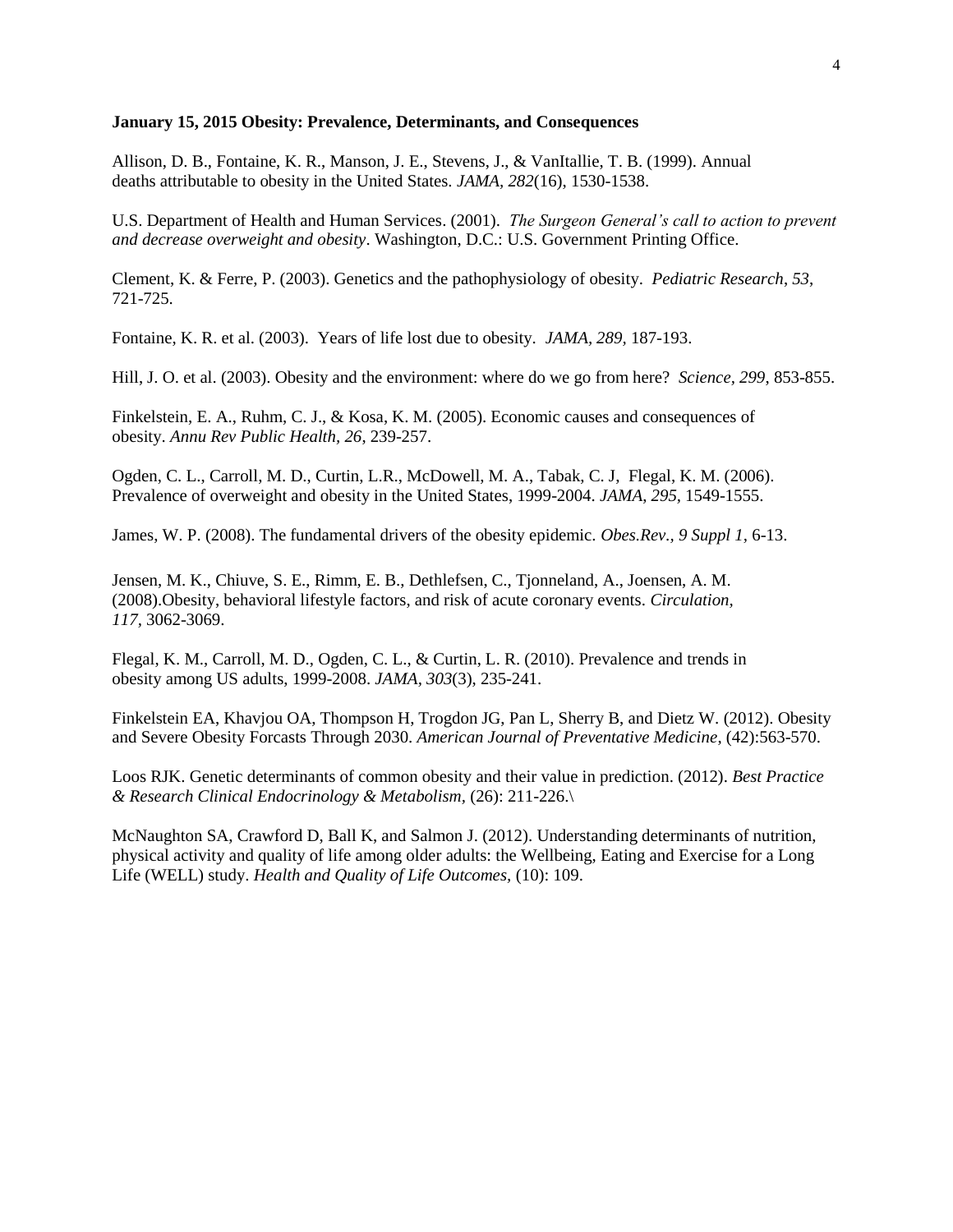**January 15, 2015 Obesity: Prevalence, Determinants, and Consequences**

Allison, D. B., Fontaine, K. R., Manson, J. E., Stevens, J., & VanItallie, T. B. (1999). Annual deaths attributable to obesity in the United States. *JAMA, 282*(16), 1530-1538.

U.S. Department of Health and Human Services. (2001). *The Surgeon General's call to action to prevent and decrease overweight and obesity*. Washington, D.C.: U.S. Government Printing Office.

Clement, K. & Ferre, P. (2003). Genetics and the pathophysiology of obesity. *Pediatric Research*, *53*, 721-725.

Fontaine, K. R. et al. (2003). Years of life lost due to obesity. *JAMA, 289,* 187-193.

Hill, J. O. et al. (2003). Obesity and the environment: where do we go from here? *Science, 299*, 853-855.

Finkelstein, E. A., Ruhm, C. J., & Kosa, K. M. (2005). Economic causes and consequences of obesity. *Annu Rev Public Health, 26*, 239-257.

Ogden, C. L., Carroll, M. D., Curtin, L.R., McDowell, M. A., Tabak, C. J, Flegal, K. M. (2006). Prevalence of overweight and obesity in the United States, 1999-2004. *JAMA, 295,* 1549-1555.

James, W. P. (2008). The fundamental drivers of the obesity epidemic. *Obes.Rev., 9 Suppl 1,* 6-13.

Jensen, M. K., Chiuve, S. E., Rimm, E. B., Dethlefsen, C., Tjonneland, A., Joensen, A. M. (2008).Obesity, behavioral lifestyle factors, and risk of acute coronary events. *Circulation, 117,* 3062-3069.

Flegal, K. M., Carroll, M. D., Ogden, C. L., & Curtin, L. R. (2010). Prevalence and trends in obesity among US adults, 1999-2008. *JAMA, 303*(3), 235-241.

Finkelstein EA, Khavjou OA, Thompson H, Trogdon JG, Pan L, Sherry B, and Dietz W. (2012). Obesity and Severe Obesity Forcasts Through 2030. *American Journal of Preventative Medicine*, (42):563-570.

Loos RJK. Genetic determinants of common obesity and their value in prediction. (2012). *Best Practice & Research Clinical Endocrinology & Metabolism*, (26): 211-226.\

McNaughton SA, Crawford D, Ball K, and Salmon J. (2012). Understanding determinants of nutrition, physical activity and quality of life among older adults: the Wellbeing, Eating and Exercise for a Long Life (WELL) study. *Health and Quality of Life Outcomes*, (10): 109.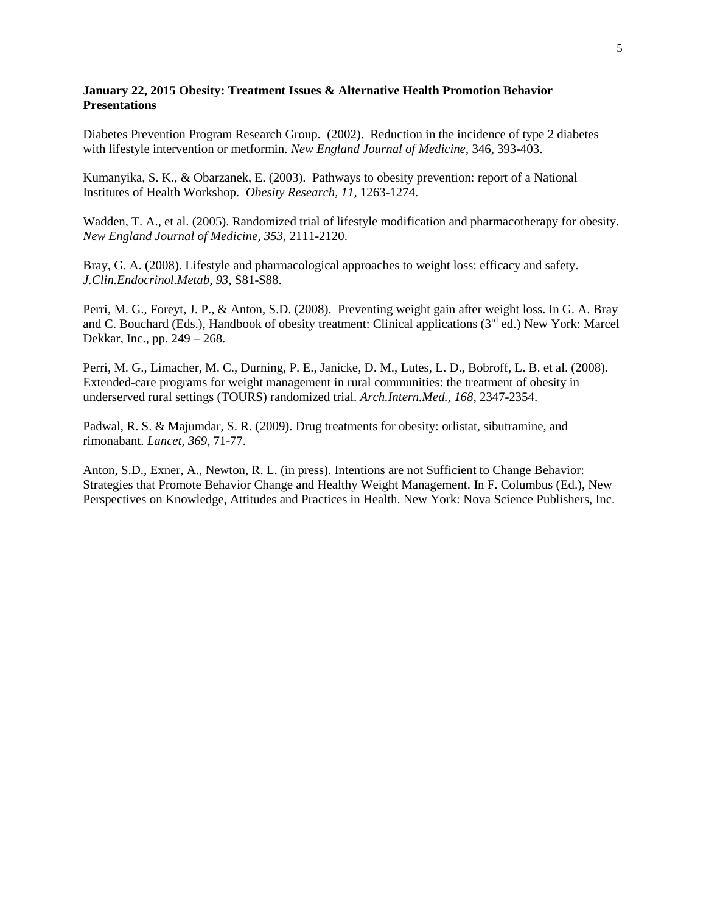**January 22, 2015 Obesity: Treatment Issues & Alternative Health Promotion Behavior Presentations**

Diabetes Prevention Program Research Group. (2002). Reduction in the incidence of type 2 diabetes with lifestyle intervention or metformin. *New England Journal of Medicine,* 346, 393-403.

Kumanyika, S. K., & Obarzanek, E. (2003). Pathways to obesity prevention: report of a National Institutes of Health Workshop. *Obesity Research, 11,* 1263-1274.

Wadden, T. A., et al. (2005). Randomized trial of lifestyle modification and pharmacotherapy for obesity. *New England Journal of Medicine, 353,* 2111-2120.

Bray, G. A. (2008). Lifestyle and pharmacological approaches to weight loss: efficacy and safety. *J.Clin.Endocrinol.Metab, 93,* S81-S88.

Perri, M. G., Foreyt, J. P., & Anton, S.D. (2008). Preventing weight gain after weight loss. In G. A. Bray and C. Bouchard (Eds.), Handbook of obesity treatment: Clinical applications (3rd ed.) New York: Marcel Dekkar, Inc., pp. 249 – 268.

Perri, M. G., Limacher, M. C., Durning, P. E., Janicke, D. M., Lutes, L. D., Bobroff, L. B. et al. (2008). Extended-care programs for weight management in rural communities: the treatment of obesity in underserved rural settings (TOURS) randomized trial. *Arch.Intern.Med., 168,* 2347-2354.

Padwal, R. S. & Majumdar, S. R. (2009). Drug treatments for obesity: orlistat, sibutramine, and rimonabant. *Lancet, 369,* 71-77.

Anton, S.D., Exner, A., Newton, R. L. (in press). Intentions are not Sufficient to Change Behavior: Strategies that Promote Behavior Change and Healthy Weight Management. In F. Columbus (Ed.), New Perspectives on Knowledge, Attitudes and Practices in Health. New York: Nova Science Publishers, Inc.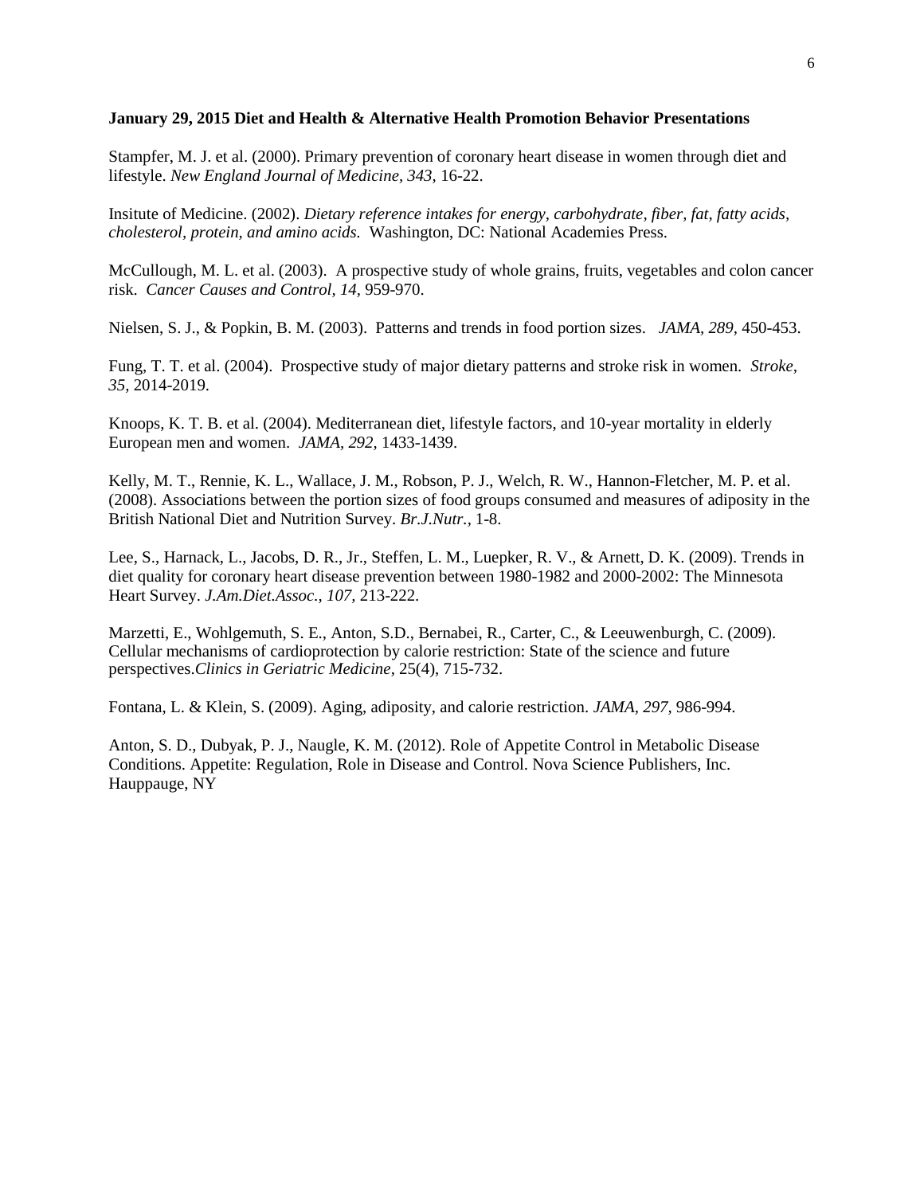**January 29, 2015 Diet and Health & Alternative Health Promotion Behavior Presentations**

Stampfer, M. J. et al. (2000). Primary prevention of coronary heart disease in women through diet and lifestyle. *New England Journal of Medicine, 343,* 16-22.

Insitute of Medicine. (2002). *Dietary reference intakes for energy, carbohydrate, fiber, fat, fatty acids, cholesterol, protein, and amino acids.* Washington, DC: National Academies Press.

McCullough, M. L. et al. (2003). A prospective study of whole grains, fruits, vegetables and colon cancer risk. *Cancer Causes and Control, 14,* 959-970.

Nielsen, S. J., & Popkin, B. M. (2003). Patterns and trends in food portion sizes. *JAMA, 289,* 450-453.

Fung, T. T. et al. (2004). Prospective study of major dietary patterns and stroke risk in women. *Stroke, 35,* 2014-2019.

Knoops, K. T. B. et al. (2004). Mediterranean diet, lifestyle factors, and 10-year mortality in elderly European men and women. *JAMA, 292,* 1433-1439.

Kelly, M. T., Rennie, K. L., Wallace, J. M., Robson, P. J., Welch, R. W., Hannon-Fletcher, M. P. et al. (2008). Associations between the portion sizes of food groups consumed and measures of adiposity in the British National Diet and Nutrition Survey. *Br.J.Nutr.,* 1-8.

Lee, S., Harnack, L., Jacobs, D. R., Jr., Steffen, L. M., Luepker, R. V., & Arnett, D. K. (2009). Trends in diet quality for coronary heart disease prevention between 1980-1982 and 2000-2002: The Minnesota Heart Survey. *J.Am.Diet.Assoc., 107,* 213-222.

Marzetti, E., Wohlgemuth, S. E., Anton, S.D., Bernabei, R., Carter, C., & Leeuwenburgh, C. (2009). Cellular mechanisms of cardioprotection by calorie restriction: State of the science and future perspectives.*Clinics in Geriatric Medicine*, 25(4), 715-732.

Fontana, L. & Klein, S. (2009). Aging, adiposity, and calorie restriction. *JAMA, 297,* 986-994.

Anton, S. D., Dubyak, P. J., Naugle, K. M. (2012). Role of Appetite Control in Metabolic Disease Conditions. Appetite: Regulation, Role in Disease and Control. Nova Science Publishers, Inc. Hauppauge, NY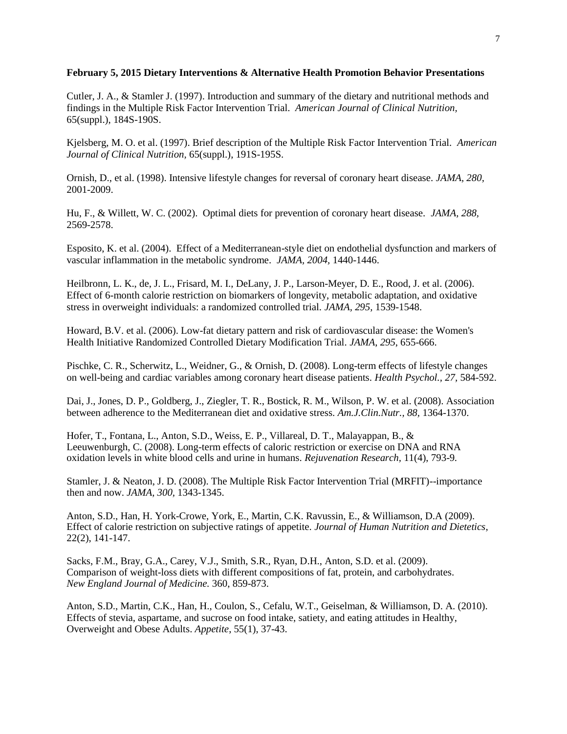**February 5, 2015 Dietary Interventions & Alternative Health Promotion Behavior Presentations**

Cutler, J. A., & Stamler J. (1997). Introduction and summary of the dietary and nutritional methods and findings in the Multiple Risk Factor Intervention Trial. *American Journal of Clinical Nutrition*, 65(suppl.), 184S-190S.

Kjelsberg, M. O. et al. (1997). Brief description of the Multiple Risk Factor Intervention Trial. *American Journal of Clinical Nutrition*, 65(suppl.), 191S-195S.

Ornish, D., et al. (1998). Intensive lifestyle changes for reversal of coronary heart disease. *JAMA, 280*, 2001-2009.

Hu, F., & Willett, W. C. (2002). Optimal diets for prevention of coronary heart disease. *JAMA, 288*, 2569-2578.

Esposito, K. et al. (2004). Effect of a Mediterranean-style diet on endothelial dysfunction and markers of vascular inflammation in the metabolic syndrome. *JAMA, 2004*, 1440-1446.

Heilbronn, L. K., de, J. L., Frisard, M. I., DeLany, J. P., Larson-Meyer, D. E., Rood, J. et al. (2006). Effect of 6-month calorie restriction on biomarkers of longevity, metabolic adaptation, and oxidative stress in overweight individuals: a randomized controlled trial. *JAMA, 295,* 1539-1548.

Howard, B.V. et al. (2006). Low-fat dietary pattern and risk of cardiovascular disease: the Women's Health Initiative Randomized Controlled Dietary Modification Trial. *JAMA*, *295*, 655-666.

Pischke, C. R., Scherwitz, L., Weidner, G., & Ornish, D. (2008). Long-term effects of lifestyle changes on well-being and cardiac variables among coronary heart disease patients. *Health Psychol., 27,* 584-592.

Dai, J., Jones, D. P., Goldberg, J., Ziegler, T. R., Bostick, R. M., Wilson, P. W. et al. (2008). Association between adherence to the Mediterranean diet and oxidative stress. *Am.J.Clin.Nutr., 88*, 1364-1370.

Hofer, T., Fontana, L., Anton, S.D., Weiss, E. P., Villareal, D. T., Malayappan, B., & Leeuwenburgh, C. (2008). Long-term effects of caloric restriction or exercise on DNA and RNA oxidation levels in white blood cells and urine in humans. *Rejuvenation Research*, 11(4), 793-9.

Stamler, J. & Neaton, J. D. (2008). The Multiple Risk Factor Intervention Trial (MRFIT)--importance then and now. *JAMA, 300*, 1343-1345.

Anton, S.D., Han, H. York-Crowe, York, E., Martin, C.K. Ravussin, E., & Williamson, D.A (2009). Effect of calorie restriction on subjective ratings of appetite. *Journal of Human Nutrition and Dietetics*, 22(2), 141-147.

Sacks, F.M., Bray, G.A., Carey, V.J., Smith, S.R., Ryan, D.H., Anton, S.D. et al. (2009). Comparison of weight-loss diets with different compositions of fat, protein, and carbohydrates. *New England Journal of Medicine.* 360, 859-873.

Anton, S.D., Martin, C.K., Han, H., Coulon, S., Cefalu, W.T., Geiselman, & Williamson, D. A. (2010). Effects of stevia, aspartame, and sucrose on food intake, satiety, and eating attitudes in Healthy, Overweight and Obese Adults. *Appetite*, 55(1), 37-43.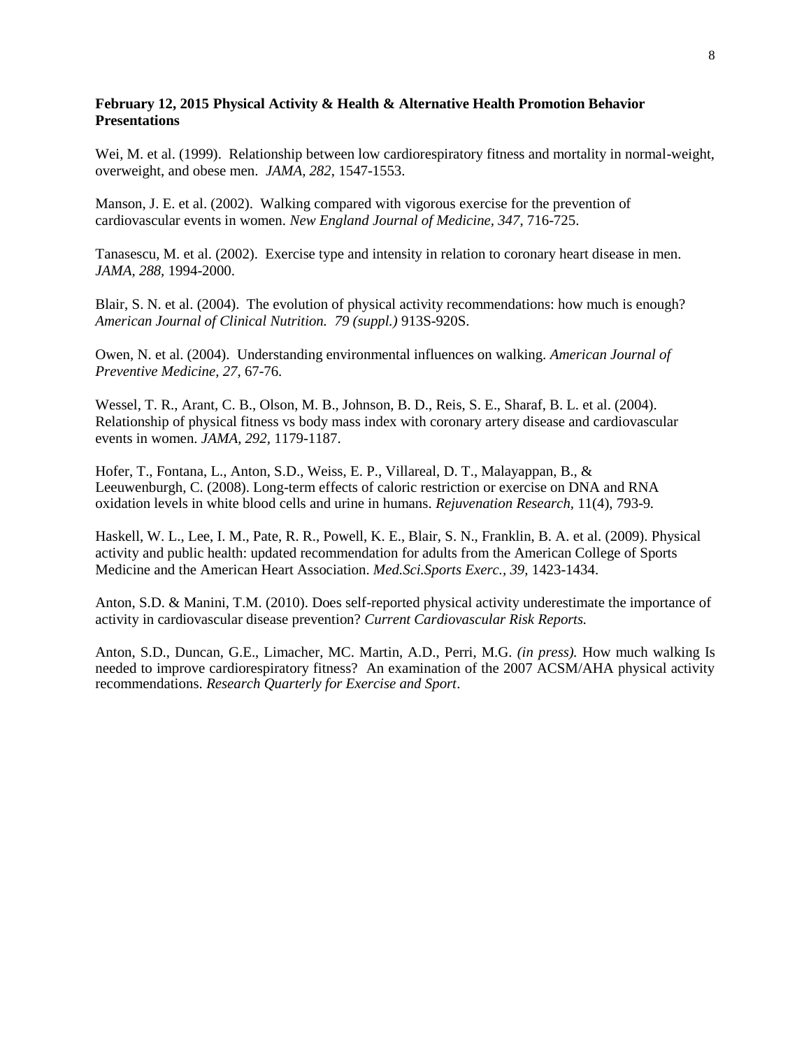**February 12, 2015 Physical Activity & Health & Alternative Health Promotion Behavior Presentations**

Wei, M. et al. (1999). Relationship between low cardiorespiratory fitness and mortality in normal-weight, overweight, and obese men. *JAMA, 282,* 1547-1553.

Manson, J. E. et al. (2002). Walking compared with vigorous exercise for the prevention of cardiovascular events in women. *New England Journal of Medicine, 347*, 716-725.

Tanasescu, M. et al. (2002). Exercise type and intensity in relation to coronary heart disease in men. *JAMA, 288,* 1994-2000.

Blair, S. N. et al. (2004). The evolution of physical activity recommendations: how much is enough? *American Journal of Clinical Nutrition. 79 (suppl.)* 913S-920S.

Owen, N. et al. (2004). Understanding environmental influences on walking. *American Journal of Preventive Medicine, 27,* 67-76.

Wessel, T. R., Arant, C. B., Olson, M. B., Johnson, B. D., Reis, S. E., Sharaf, B. L. et al. (2004). Relationship of physical fitness vs body mass index with coronary artery disease and cardiovascular events in women. *JAMA, 292*, 1179-1187.

Hofer, T., Fontana, L., Anton, S.D., Weiss, E. P., Villareal, D. T., Malayappan, B., & Leeuwenburgh, C. (2008). Long-term effects of caloric restriction or exercise on DNA and RNA oxidation levels in white blood cells and urine in humans. *Rejuvenation Research,* 11(4), 793-9.

Haskell, W. L., Lee, I. M., Pate, R. R., Powell, K. E., Blair, S. N., Franklin, B. A. et al. (2009). Physical activity and public health: updated recommendation for adults from the American College of Sports Medicine and the American Heart Association. *Med.Sci.Sports Exerc., 39,* 1423-1434.

Anton, S.D. & Manini, T.M. (2010). Does self-reported physical activity underestimate the importance of activity in cardiovascular disease prevention? *Current Cardiovascular Risk Reports.*

Anton, S.D., Duncan, G.E., Limacher, MC. Martin, A.D., Perri, M.G. *(in press).* How much walking Is needed to improve cardiorespiratory fitness? An examination of the 2007 ACSM/AHA physical activity recommendations. *Research Quarterly for Exercise and Sport*.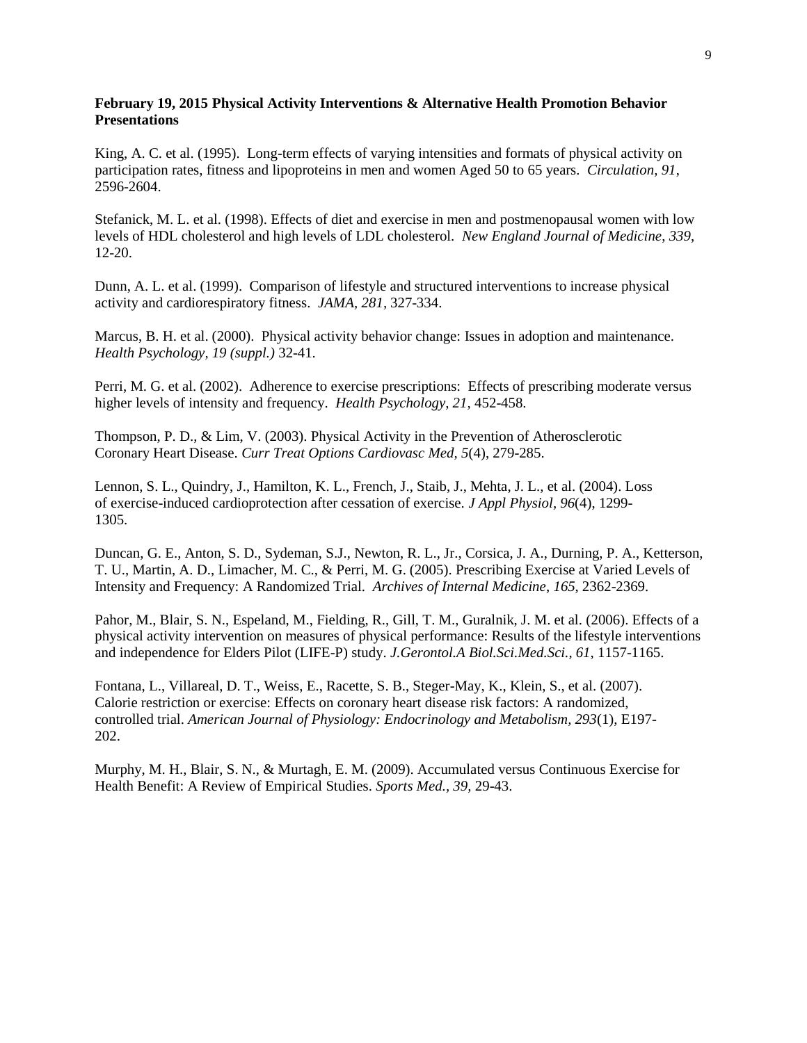**February 19, 2015 Physical Activity Interventions & Alternative Health Promotion Behavior Presentations**

King, A. C. et al. (1995). Long-term effects of varying intensities and formats of physical activity on participation rates, fitness and lipoproteins in men and women Aged 50 to 65 years. *Circulation, 91*, 2596-2604.

Stefanick, M. L. et al. (1998). Effects of diet and exercise in men and postmenopausal women with low levels of HDL cholesterol and high levels of LDL cholesterol. *New England Journal of Medicine*, *339*, 12-20.

Dunn, A. L. et al. (1999). Comparison of lifestyle and structured interventions to increase physical activity and cardiorespiratory fitness. *JAMA, 281*, 327-334.

Marcus, B. H. et al. (2000). Physical activity behavior change: Issues in adoption and maintenance. *Health Psychology, 19 (suppl.)* 32-41.

Perri, M. G. et al. (2002). Adherence to exercise prescriptions: Effects of prescribing moderate versus higher levels of intensity and frequency. *Health Psychology, 21*, 452-458.

Thompson, P. D., & Lim, V. (2003). Physical Activity in the Prevention of Atherosclerotic Coronary Heart Disease. *Curr Treat Options Cardiovasc Med, 5*(4), 279-285.

Lennon, S. L., Quindry, J., Hamilton, K. L., French, J., Staib, J., Mehta, J. L., et al. (2004). Loss of exercise-induced cardioprotection after cessation of exercise. *J Appl Physiol, 96*(4), 1299-1305.

Duncan, G. E., Anton, S. D., Sydeman, S.J., Newton, R. L., Jr., Corsica, J. A., Durning, P. A., Ketterson, T. U., Martin, A. D., Limacher, M. C., & Perri, M. G. (2005). Prescribing Exercise at Varied Levels of Intensity and Frequency: A Randomized Trial. *Archives of Internal Medicine*, *165*, 2362-2369.

Pahor, M., Blair, S. N., Espeland, M., Fielding, R., Gill, T. M., Guralnik, J. M. et al. (2006). Effects of a physical activity intervention on measures of physical performance: Results of the lifestyle interventions and independence for Elders Pilot (LIFE-P) study. *J.Gerontol.A Biol.Sci.Med.Sci., 61,* 1157-1165.

Fontana, L., Villareal, D. T., Weiss, E., Racette, S. B., Steger-May, K., Klein, S., et al. (2007). Calorie restriction or exercise: Effects on coronary heart disease risk factors: A randomized, controlled trial. *American Journal of Physiology: Endocrinology and Metabolism, 293*(1), E197-202.

Murphy, M. H., Blair, S. N., & Murtagh, E. M. (2009). Accumulated versus Continuous Exercise for Health Benefit: A Review of Empirical Studies. *Sports Med., 39*, 29-43.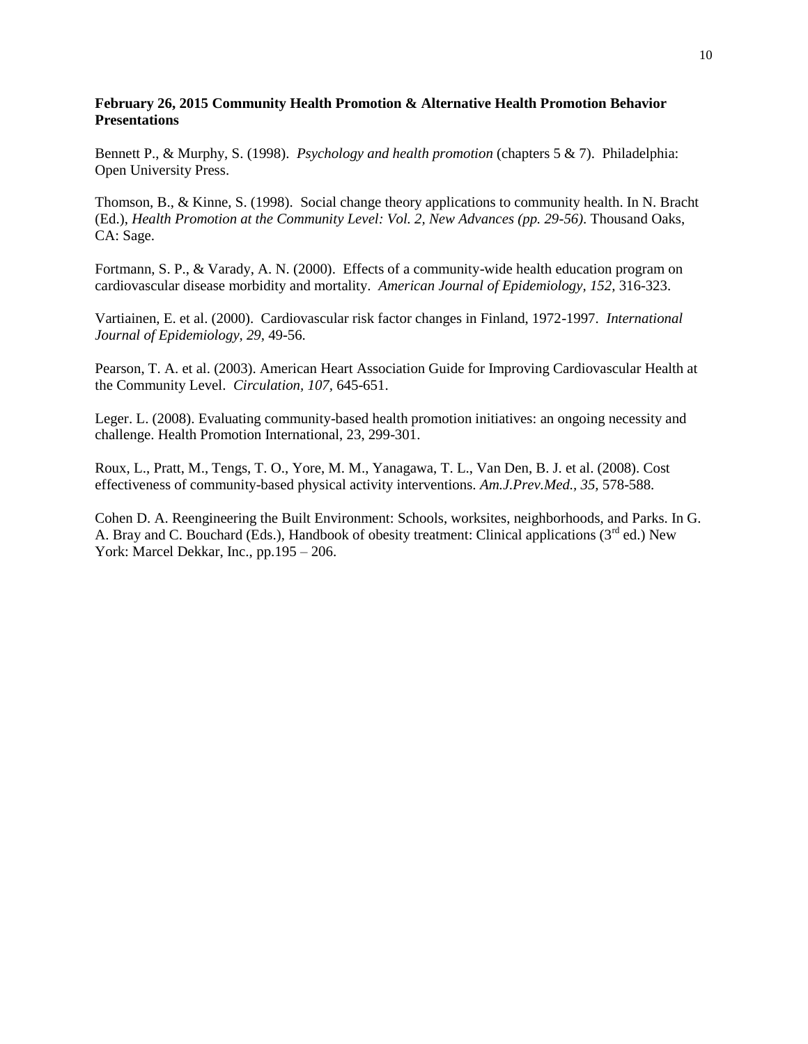**February 26, 2015 Community Health Promotion & Alternative Health Promotion Behavior Presentations**

Bennett P., & Murphy, S. (1998). *Psychology and health promotion* (chapters 5 & 7). Philadelphia: Open University Press.

Thomson, B., & Kinne, S. (1998). Social change theory applications to community health. In N. Bracht (Ed.), *Health Promotion at the Community Level: Vol. 2, New Advances (pp. 29-56)*. Thousand Oaks, CA: Sage.

Fortmann, S. P., & Varady, A. N. (2000). Effects of a community-wide health education program on cardiovascular disease morbidity and mortality. *American Journal of Epidemiology, 152,* 316-323.

Vartiainen, E. et al. (2000). Cardiovascular risk factor changes in Finland, 1972-1997. *International Journal of Epidemiology, 29,* 49-56.

Pearson, T. A. et al. (2003). American Heart Association Guide for Improving Cardiovascular Health at the Community Level. *Circulation, 107,* 645-651.

Leger. L. (2008). Evaluating community-based health promotion initiatives: an ongoing necessity and challenge. Health Promotion International, 23, 299-301.

Roux, L., Pratt, M., Tengs, T. O., Yore, M. M., Yanagawa, T. L., Van Den, B. J. et al. (2008). Cost effectiveness of community-based physical activity interventions. *Am.J.Prev.Med., 35,* 578-588.

Cohen D. A. Reengineering the Built Environment: Schools, worksites, neighborhoods, and Parks. In G. A. Bray and C. Bouchard (Eds.), Handbook of obesity treatment: Clinical applications (3rd ed.) New York: Marcel Dekkar, Inc., pp.195 – 206.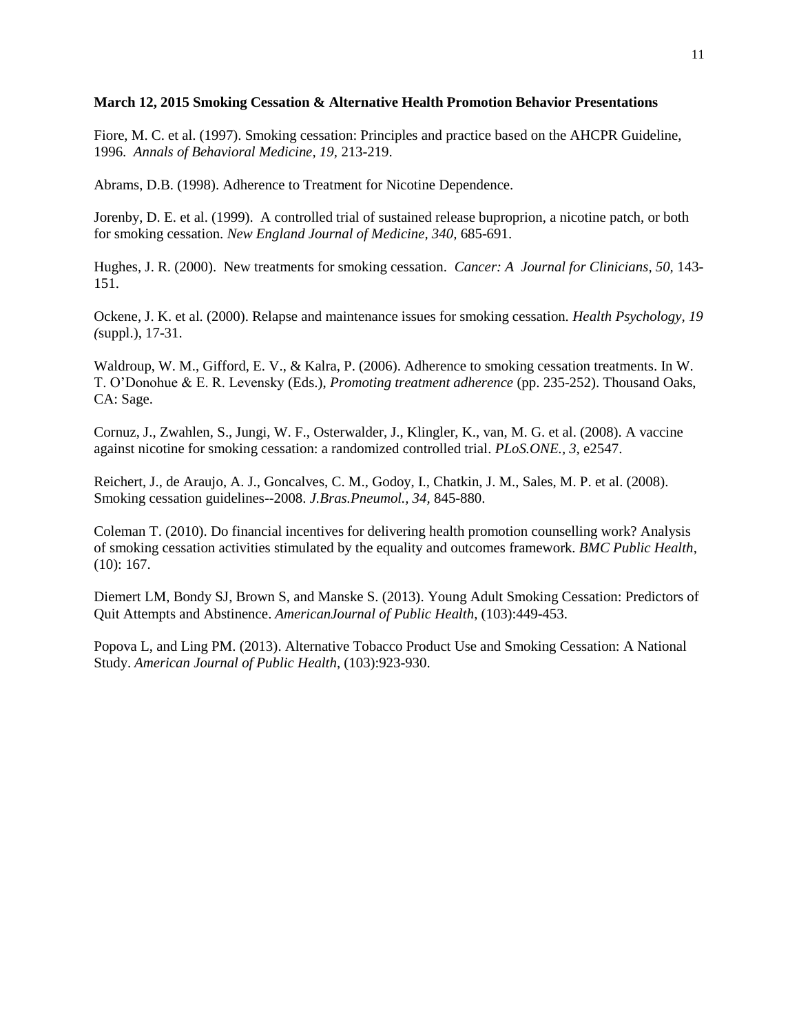**March 12, 2015 Smoking Cessation & Alternative Health Promotion Behavior Presentations**

Fiore, M. C. et al. (1997). Smoking cessation: Principles and practice based on the AHCPR Guideline, 1996. *Annals of Behavioral Medicine, 19,* 213-219.

Abrams, D.B. (1998). Adherence to Treatment for Nicotine Dependence.

Jorenby, D. E. et al. (1999). A controlled trial of sustained release buproprion, a nicotine patch, or both for smoking cessation. *New England Journal of Medicine, 340,* 685-691.

Hughes, J. R. (2000). New treatments for smoking cessation. *Cancer: A Journal for Clinicians, 50,* 143-151.

Ockene, J. K. et al. (2000). Relapse and maintenance issues for smoking cessation. *Health Psychology, 19 (*suppl.), 17-31.

Waldroup, W. M., Gifford, E. V., & Kalra, P. (2006). Adherence to smoking cessation treatments. In W. T. O'Donohue & E. R. Levensky (Eds.), *Promoting treatment adherence* (pp. 235-252). Thousand Oaks, CA: Sage.

Cornuz, J., Zwahlen, S., Jungi, W. F., Osterwalder, J., Klingler, K., van, M. G. et al. (2008). A vaccine against nicotine for smoking cessation: a randomized controlled trial. *PLoS.ONE., 3,* e2547.

Reichert, J., de Araujo, A. J., Goncalves, C. M., Godoy, I., Chatkin, J. M., Sales, M. P. et al. (2008). Smoking cessation guidelines--2008. *J.Bras.Pneumol., 34,* 845-880.

Coleman T. (2010). Do financial incentives for delivering health promotion counselling work? Analysis of smoking cessation activities stimulated by the equality and outcomes framework. *BMC Public Health*, (10): 167.

Diemert LM, Bondy SJ, Brown S, and Manske S. (2013). Young Adult Smoking Cessation: Predictors of Quit Attempts and Abstinence. *AmericanJournal of Public Health*, (103):449-453.

Popova L, and Ling PM. (2013). Alternative Tobacco Product Use and Smoking Cessation: A National Study. *American Journal of Public Health*, (103):923-930.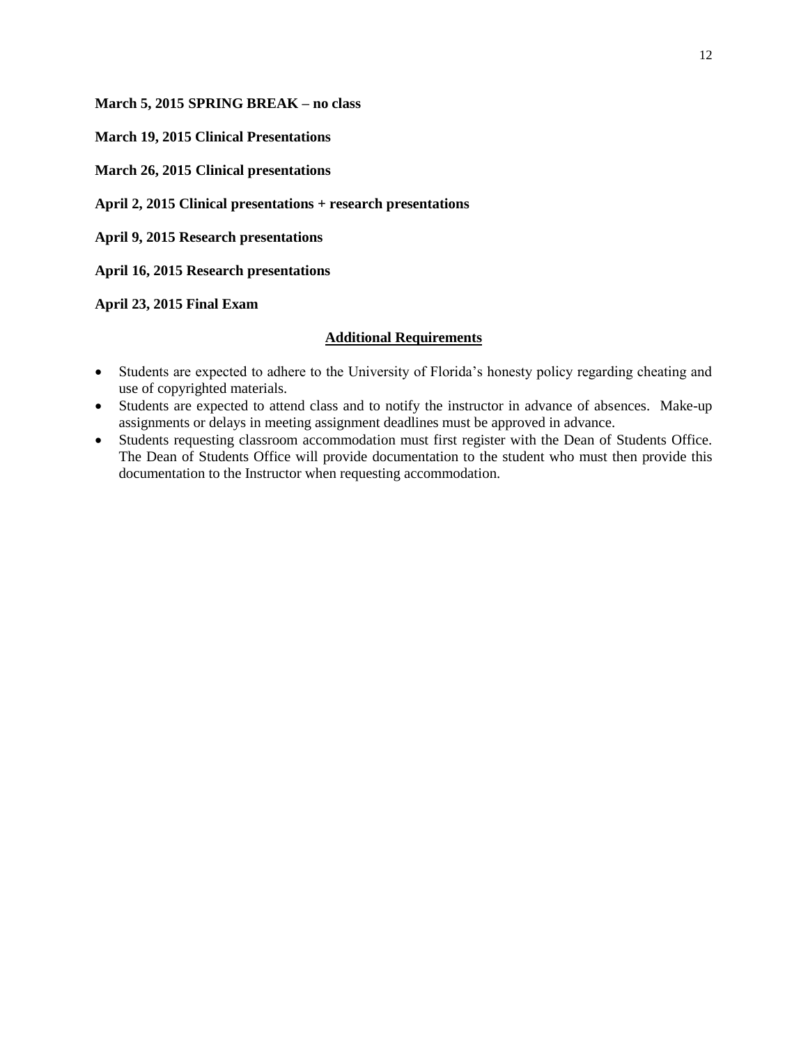**March 5, 2015 SPRING BREAK – no class**

**March 19, 2015 Clinical Presentations**

**March 26, 2015 Clinical presentations**

**April 2, 2015 Clinical presentations + research presentations**

**April 9, 2015 Research presentations**

**April 16, 2015 Research presentations**

**April 23, 2015 Final Exam**

## Additional Requirements

- Students are expected to adhere to the University of Florida's honesty policy regarding cheating and use of copyrighted materials.
- Students are expected to attend class and to notify the instructor in advance of absences. Make-up assignments or delays in meeting assignment deadlines must be approved in advance.
- Students requesting classroom accommodation must first register with the Dean of Students Office. The Dean of Students Office will provide documentation to the student who must then provide this documentation to the Instructor when requesting accommodation.